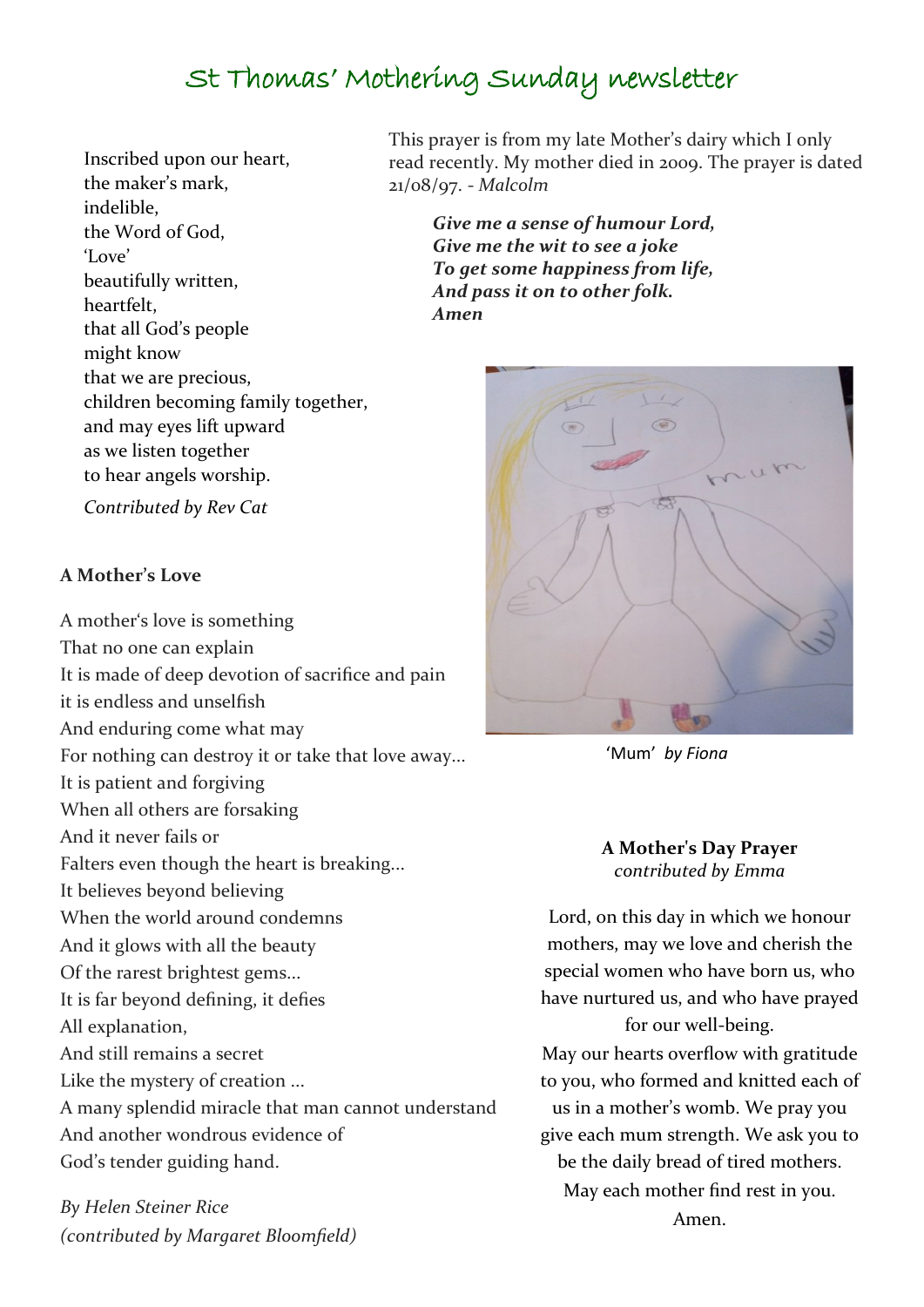# St Thomas' Mothering Sunday newsletter

Inscribed upon our heart,
the maker's mark,
indelible,
the Word of God,
'Love'
beautifully written,
heartfelt,
that all God's people
might know
that we are precious,
children becoming family together,
and may eyes lift upward
as we listen together
to hear angels worship.

*Contributed by Rev Cat*

### A Mother's Love

A mother's love is something
That no one can explain
It is made of deep devotion of sacrifice and pain
it is endless and unselfish
And enduring come what may
For nothing can destroy it or take that love away...
It is patient and forgiving
When all others are forsaking
And it never fails or
Falters even though the heart is breaking...
It believes beyond believing
When the world around condemns
And it glows with all the beauty
Of the rarest brightest gems...
It is far beyond defining, it defies
All explanation,
And still remains a secret
Like the mystery of creation ...
A many splendid miracle that man cannot understand
And another wondrous evidence of
God's tender guiding hand.

*By Helen Steiner Rice*
*(contributed by Margaret Bloomfield)*

This prayer is from my late Mother's dairy which I only read recently. My mother died in 2009. The prayer is dated 21/08/97. - *Malcolm*

***Give me a sense of humour Lord,***
***Give me the wit to see a joke***
***To get some happiness from life,***
***And pass it on to other folk.***
***Amen***

'Mum' *by Fiona*

### A Mother's Day Prayer
*contributed by Emma*

Lord, on this day in which we honour mothers, may we love and cherish the special women who have born us, who have nurtured us, and who have prayed for our well-being.
May our hearts overflow with gratitude to you, who formed and knitted each of us in a mother's womb. We pray you give each mum strength. We ask you to be the daily bread of tired mothers. May each mother find rest in you. Amen.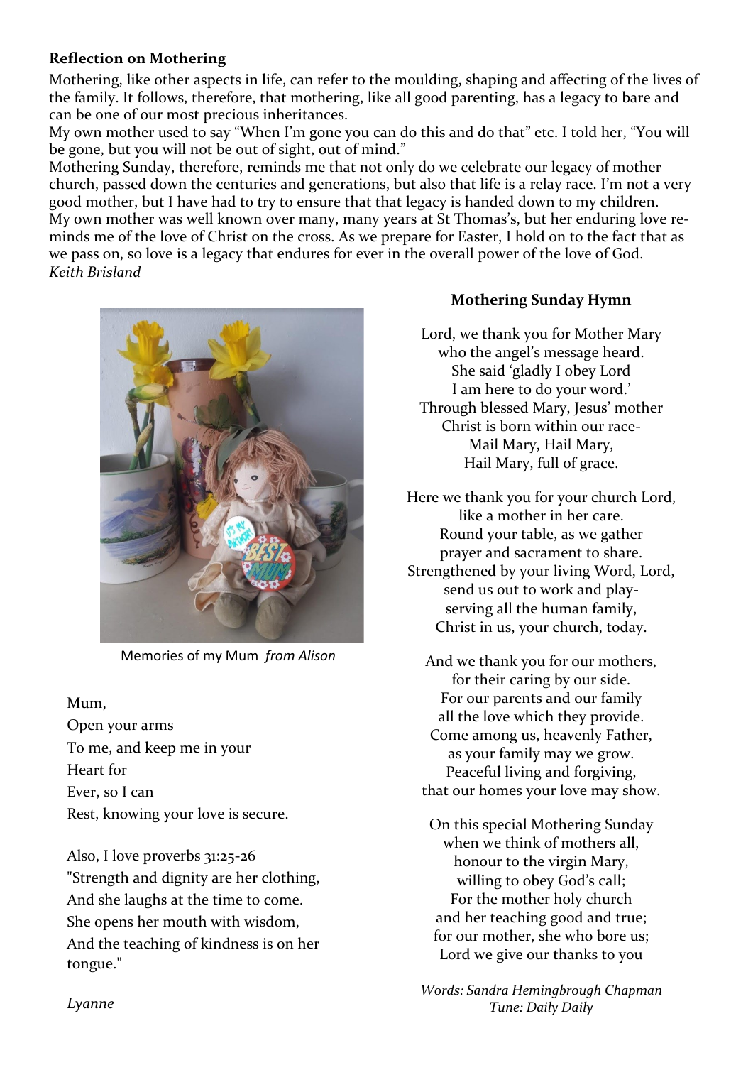**Reflection on Mothering**

Mothering, like other aspects in life, can refer to the moulding, shaping and affecting of the lives of the family. It follows, therefore, that mothering, like all good parenting, has a legacy to bare and can be one of our most precious inheritances.

My own mother used to say "When I'm gone you can do this and do that" etc. I told her, "You will be gone, but you will not be out of sight, out of mind."

Mothering Sunday, therefore, reminds me that not only do we celebrate our legacy of mother church, passed down the centuries and generations, but also that life is a relay race. I'm not a very good mother, but I have had to try to ensure that that legacy is handed down to my children.

My own mother was well known over many, many years at St Thomas's, but her enduring love reminds me of the love of Christ on the cross. As we prepare for Easter, I hold on to the fact that as we pass on, so love is a legacy that endures for ever in the overall power of the love of God.

*Keith Brisland*

Memories of my Mum *from Alison*

Mum,
Open your arms
To me, and keep me in your
Heart for
Ever, so I can
Rest, knowing your love is secure.

Also, I love proverbs 31:25-26
"Strength and dignity are her clothing,
And she laughs at the time to come.
She opens her mouth with wisdom,
And the teaching of kindness is on her tongue."

*Lyanne*

**Mothering Sunday Hymn**

Lord, we thank you for Mother Mary
who the angel's message heard.
She said 'gladly I obey Lord
I am here to do your word.'
Through blessed Mary, Jesus' mother
Christ is born within our race-
Mail Mary, Hail Mary,
Hail Mary, full of grace.

Here we thank you for your church Lord,
like a mother in her care.
Round your table, as we gather
prayer and sacrament to share.
Strengthened by your living Word, Lord,
send us out to work and play-
serving all the human family,
Christ in us, your church, today.

And we thank you for our mothers,
for their caring by our side.
For our parents and our family
all the love which they provide.
Come among us, heavenly Father,
as your family may we grow.
Peaceful living and forgiving,
that our homes your love may show.

On this special Mothering Sunday
when we think of mothers all,
honour to the virgin Mary,
willing to obey God's call;
For the mother holy church
and her teaching good and true;
for our mother, she who bore us;
Lord we give our thanks to you

*Words: Sandra Hemingbrough Chapman*
*Tune: Daily Daily*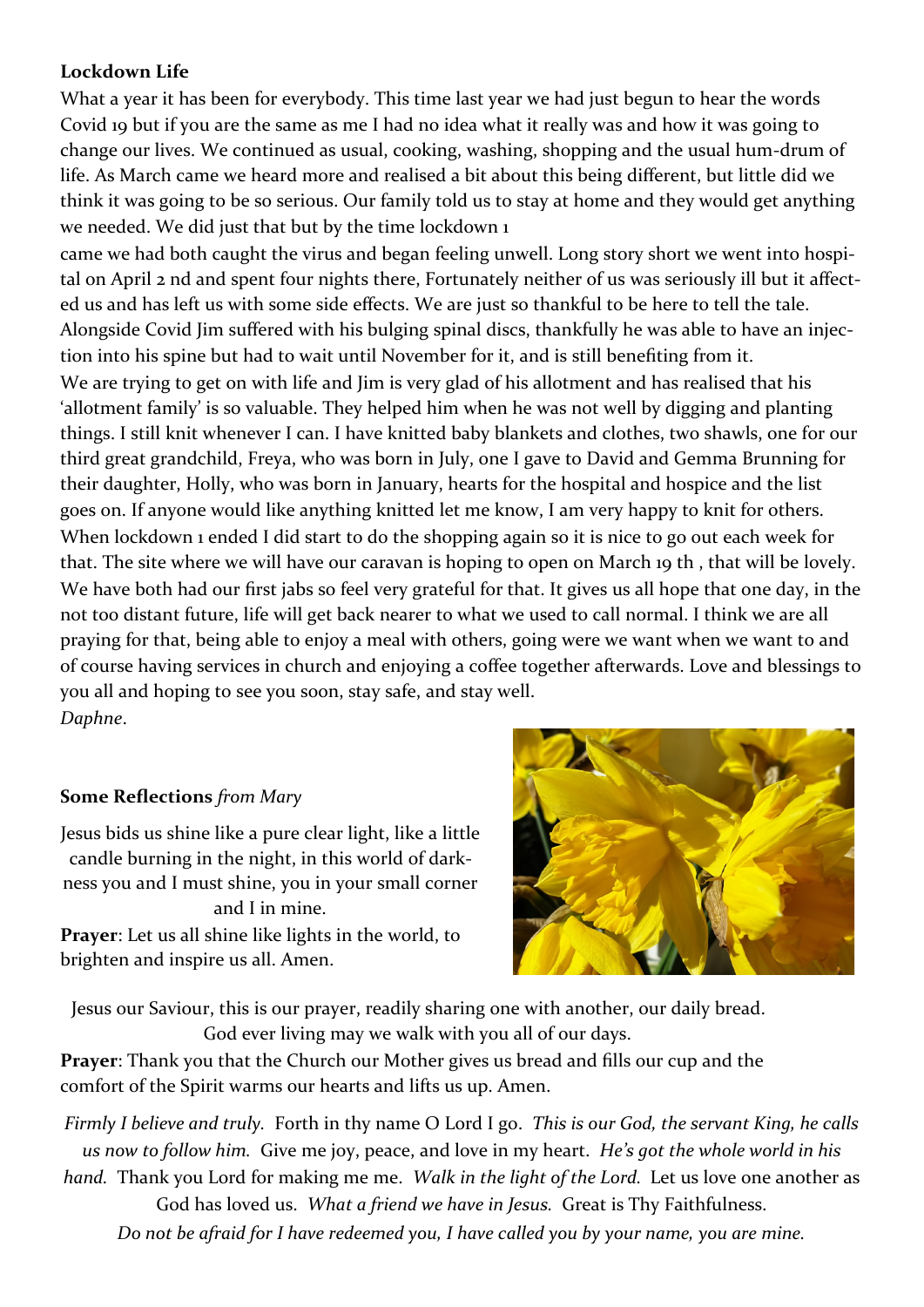**Lockdown Life**

What a year it has been for everybody. This time last year we had just begun to hear the words Covid 19 but if you are the same as me I had no idea what it really was and how it was going to change our lives. We continued as usual, cooking, washing, shopping and the usual hum-drum of life. As March came we heard more and realised a bit about this being different, but little did we think it was going to be so serious. Our family told us to stay at home and they would get anything we needed. We did just that but by the time lockdown 1 came we had both caught the virus and began feeling unwell. Long story short we went into hospital on April 2 nd and spent four nights there, Fortunately neither of us was seriously ill but it affected us and has left us with some side effects. We are just so thankful to be here to tell the tale. Alongside Covid Jim suffered with his bulging spinal discs, thankfully he was able to have an injection into his spine but had to wait until November for it, and is still benefiting from it.

We are trying to get on with life and Jim is very glad of his allotment and has realised that his 'allotment family' is so valuable. They helped him when he was not well by digging and planting things. I still knit whenever I can. I have knitted baby blankets and clothes, two shawls, one for our third great grandchild, Freya, who was born in July, one I gave to David and Gemma Brunning for their daughter, Holly, who was born in January, hearts for the hospital and hospice and the list goes on. If anyone would like anything knitted let me know, I am very happy to knit for others.

When lockdown 1 ended I did start to do the shopping again so it is nice to go out each week for that. The site where we will have our caravan is hoping to open on March 19 th , that will be lovely. We have both had our first jabs so feel very grateful for that. It gives us all hope that one day, in the not too distant future, life will get back nearer to what we used to call normal. I think we are all praying for that, being able to enjoy a meal with others, going were we want when we want to and of course having services in church and enjoying a coffee together afterwards. Love and blessings to you all and hoping to see you soon, stay safe, and stay well.

*Daphne*.

**Some Reflections** *from Mary*

Jesus bids us shine like a pure clear light, like a little candle burning in the night, in this world of darkness you and I must shine, you in your small corner and I in mine.

**Prayer**: Let us all shine like lights in the world, to brighten and inspire us all. Amen.

Jesus our Saviour, this is our prayer, readily sharing one with another, our daily bread. God ever living may we walk with you all of our days.

**Prayer**: Thank you that the Church our Mother gives us bread and fills our cup and the comfort of the Spirit warms our hearts and lifts us up. Amen.

*Firmly I believe and truly.* Forth in thy name O Lord I go. *This is our God, the servant King, he calls us now to follow him.* Give me joy, peace, and love in my heart. *He's got the whole world in his hand.* Thank you Lord for making me me. *Walk in the light of the Lord.* Let us love one another as God has loved us. *What a friend we have in Jesus.* Great is Thy Faithfulness.

*Do not be afraid for I have redeemed you, I have called you by your name, you are mine.*